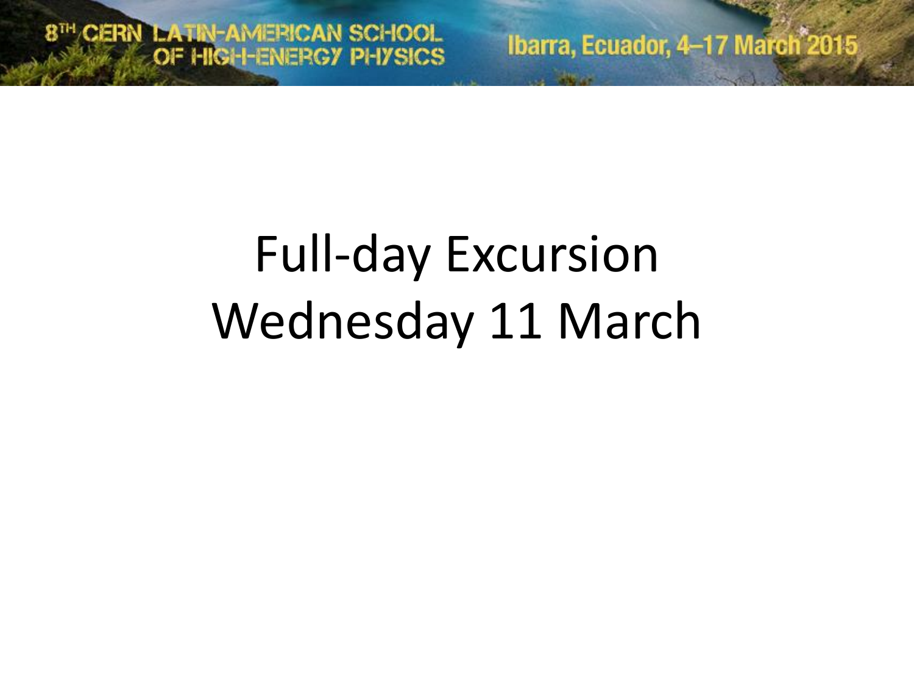8TH CERN LATIN-AMERICAN SCHOOL OF HIGH-ENERGY PHYSICS

Ibarra, Ecuador, 4–17 March 2015

# Full-day Excursion
# Wednesday 11 March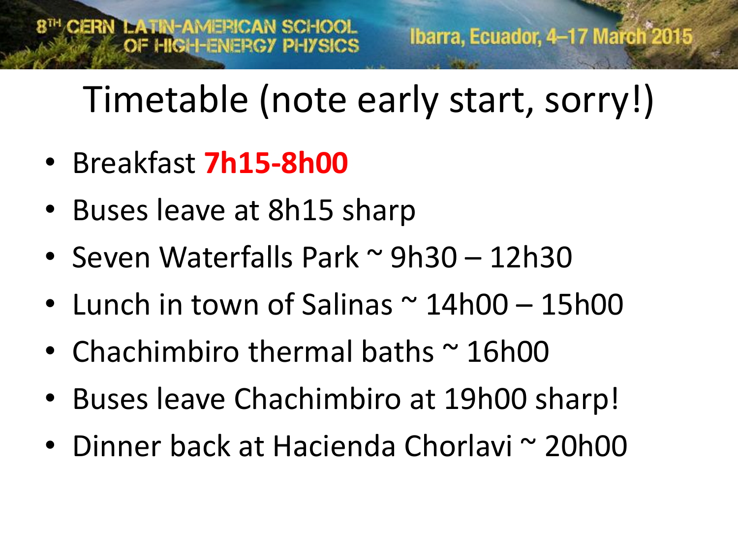# Timetable (note early start, sorry!)

- Breakfast **7h15-8h00**
- Buses leave at 8h15 sharp
- Seven Waterfalls Park ~ 9h30 – 12h30
- Lunch in town of Salinas ~ 14h00 – 15h00
- Chachimbiro thermal baths ~ 16h00
- Buses leave Chachimbiro at 19h00 sharp!
- Dinner back at Hacienda Chorlavi ~ 20h00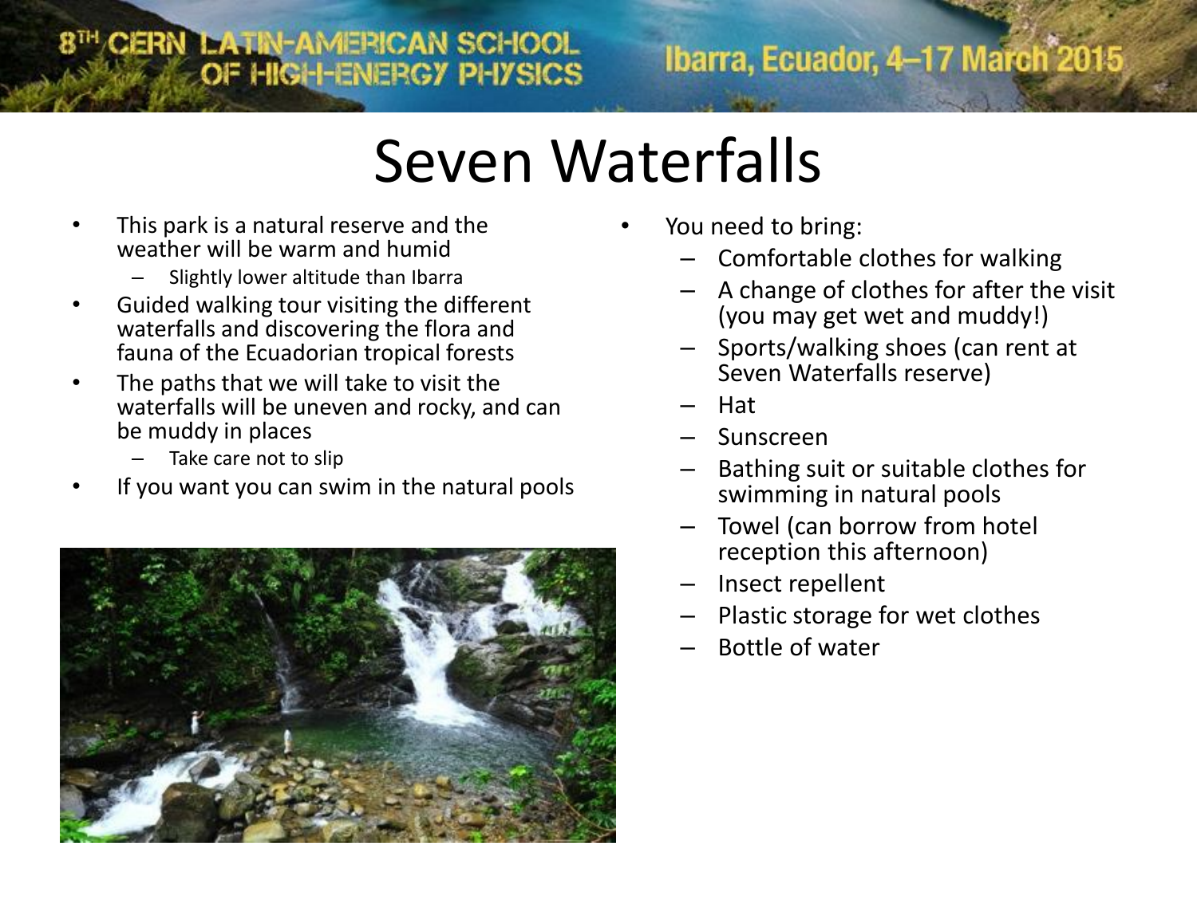# Seven Waterfalls

- This park is a natural reserve and the weather will be warm and humid
  - Slightly lower altitude than Ibarra
- Guided walking tour visiting the different waterfalls and discovering the flora and fauna of the Ecuadorian tropical forests
- The paths that we will take to visit the waterfalls will be uneven and rocky, and can be muddy in places
  - Take care not to slip
- If you want you can swim in the natural pools

- You need to bring:
  - Comfortable clothes for walking
  - A change of clothes for after the visit (you may get wet and muddy!)
  - Sports/walking shoes (can rent at Seven Waterfalls reserve)
  - Hat
  - Sunscreen
  - Bathing suit or suitable clothes for swimming in natural pools
  - Towel (can borrow from hotel reception this afternoon)
  - Insect repellent
  - Plastic storage for wet clothes
  - Bottle of water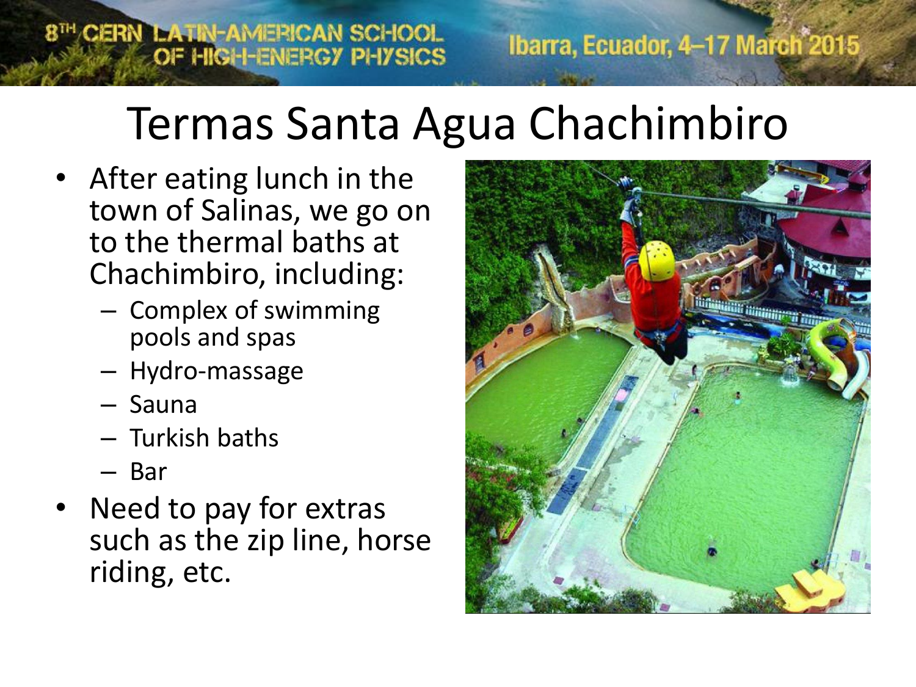# Termas Santa Agua Chachimbiro

- After eating lunch in the town of Salinas, we go on to the thermal baths at Chachimbiro, including:
  - Complex of swimming pools and spas
  - Hydro-massage
  - Sauna
  - Turkish baths
  - Bar
- Need to pay for extras such as the zip line, horse riding, etc.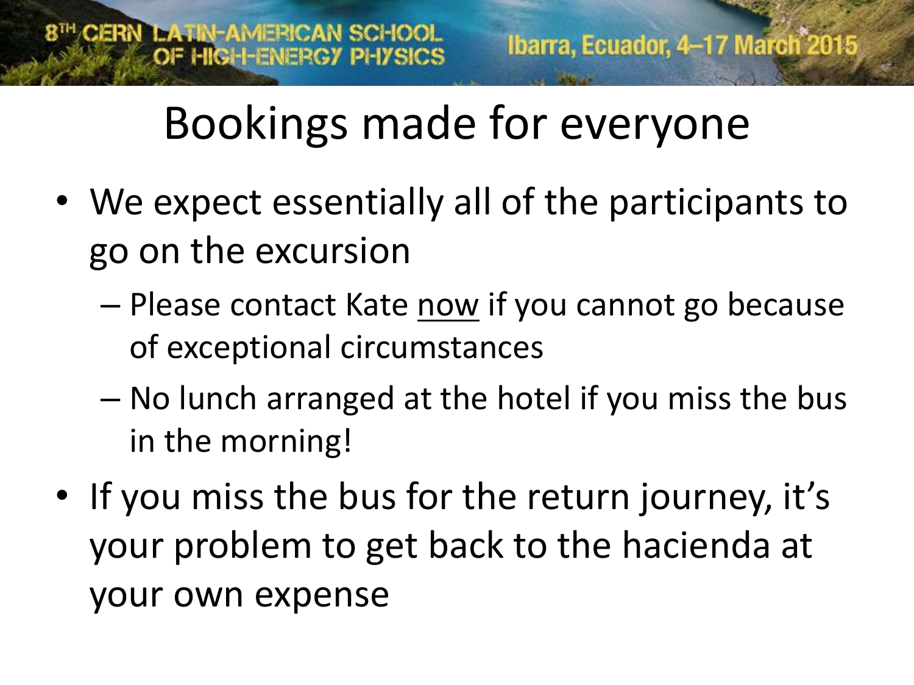# Bookings made for everyone

- We expect essentially all of the participants to go on the excursion
  - Please contact Kate <u>now</u> if you cannot go because of exceptional circumstances
  - No lunch arranged at the hotel if you miss the bus in the morning!
- If you miss the bus for the return journey, it's your problem to get back to the hacienda at your own expense